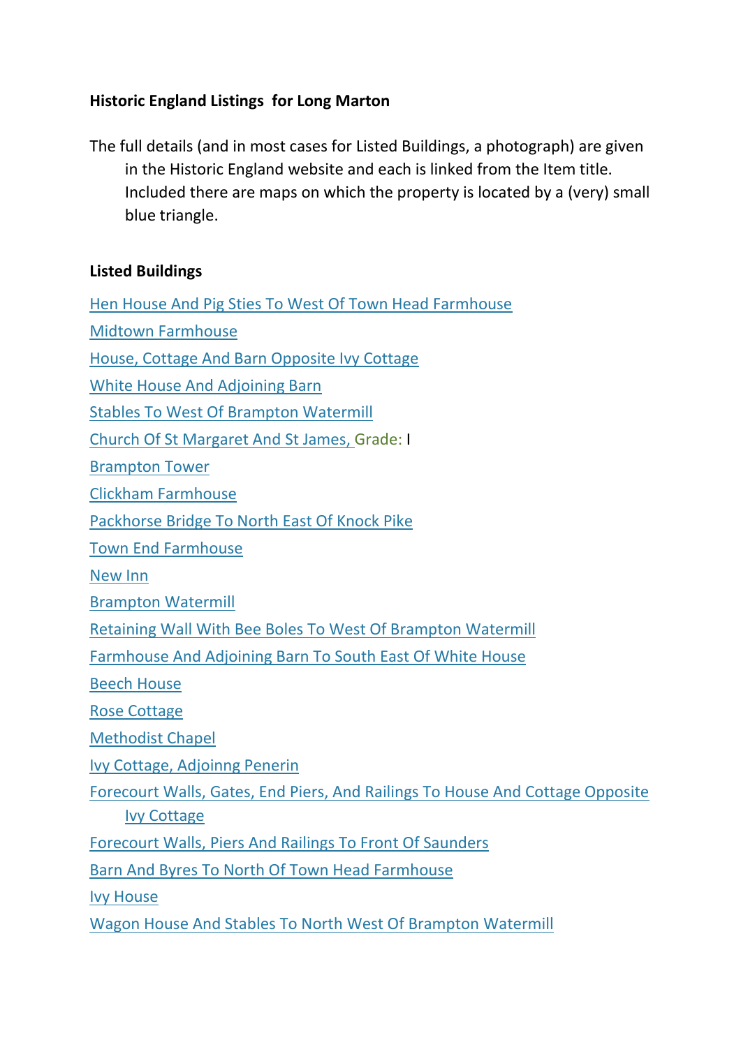**Historic England Listings for Long Marton**

The full details (and in most cases for Listed Buildings, a photograph) are given in the Historic England website and each is linked from the Item title. Included there are maps on which the property is located by a (very) small blue triangle.

**Listed Buildings**

Hen House And Pig Sties To West Of Town Head Farmhouse

Midtown Farmhouse

House, Cottage And Barn Opposite Ivy Cottage

White House And Adjoining Barn

Stables To West Of Brampton Watermill

Church Of St Margaret And St James, Grade: I

Brampton Tower

Clickham Farmhouse

Packhorse Bridge To North East Of Knock Pike

Town End Farmhouse

New Inn

Brampton Watermill

Retaining Wall With Bee Boles To West Of Brampton Watermill

Farmhouse And Adjoining Barn To South East Of White House

Beech House

Rose Cottage

Methodist Chapel

Ivy Cottage, Adjoinng Penerin

Forecourt Walls, Gates, End Piers, And Railings To House And Cottage Opposite Ivy Cottage

Forecourt Walls, Piers And Railings To Front Of Saunders

Barn And Byres To North Of Town Head Farmhouse

Ivy House

Wagon House And Stables To North West Of Brampton Watermill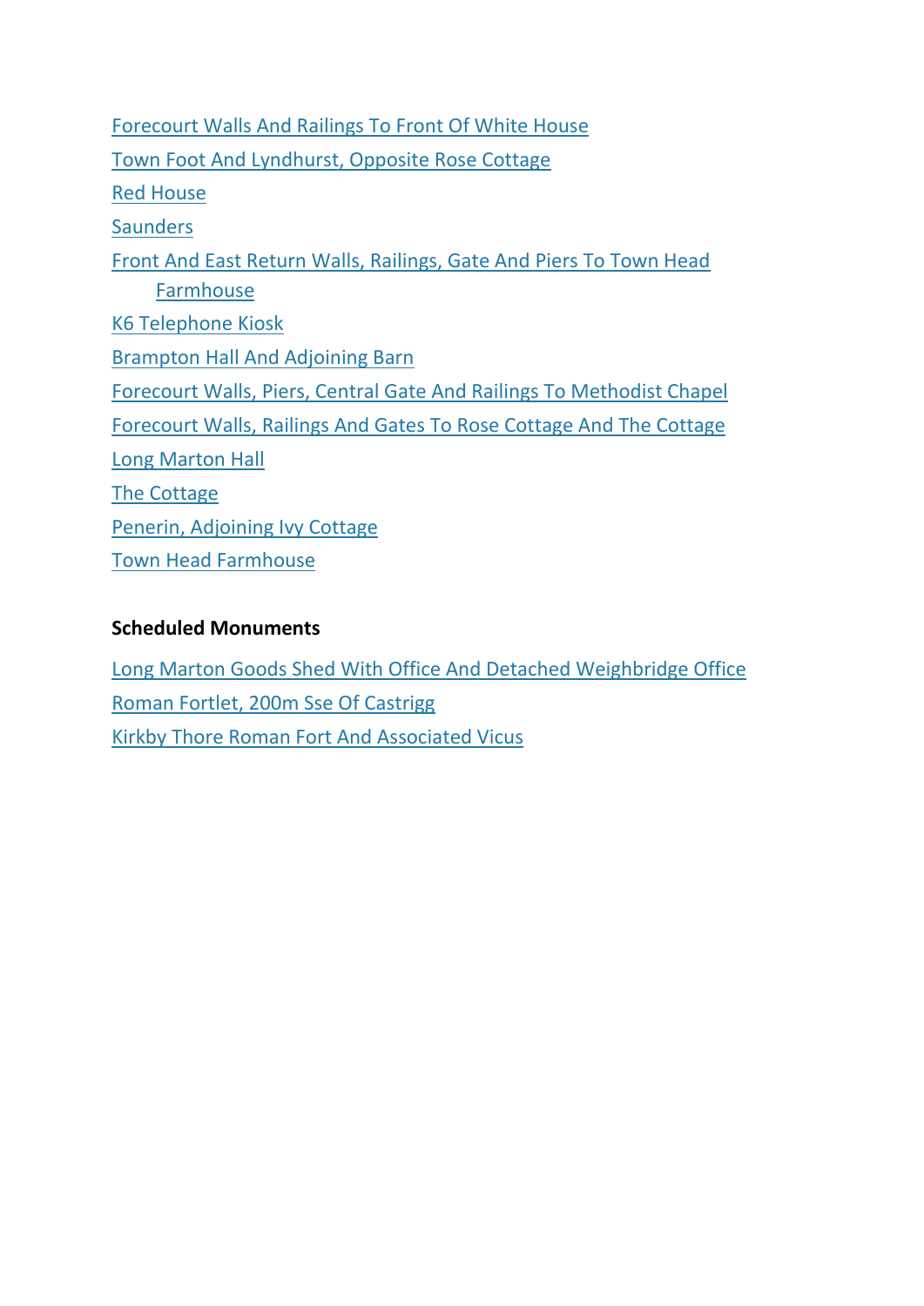Forecourt Walls And Railings To Front Of White House

Town Foot And Lyndhurst, Opposite Rose Cottage

Red House

Saunders

Front And East Return Walls, Railings, Gate And Piers To Town Head Farmhouse

K6 Telephone Kiosk

Brampton Hall And Adjoining Barn

Forecourt Walls, Piers, Central Gate And Railings To Methodist Chapel

Forecourt Walls, Railings And Gates To Rose Cottage And The Cottage

Long Marton Hall

The Cottage

Penerin, Adjoining Ivy Cottage

Town Head Farmhouse

**Scheduled Monuments**

Long Marton Goods Shed With Office And Detached Weighbridge Office

Roman Fortlet, 200m Sse Of Castrigg

Kirkby Thore Roman Fort And Associated Vicus